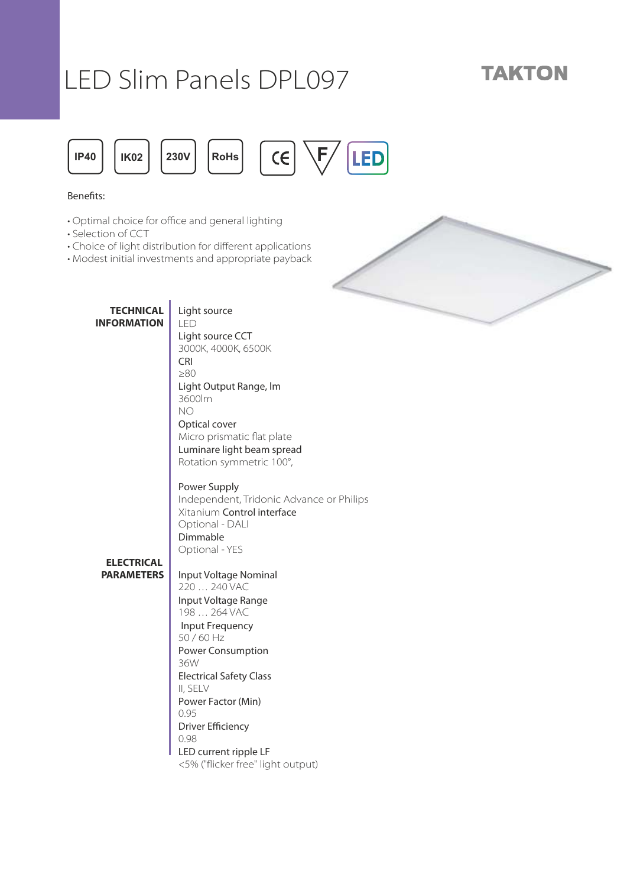# LED Slim Panels DPL097

TAKTON

IP40 | IK02 | 230V | RoHs | CE | F | LED

Benefits:

- Optimal choice for office and general lighting
- Selection of CCT
- Choice of light distribution for different applications
- Modest initial investments and appropriate payback

**TECHNICAL INFORMATION**

Light source
LED

Light source CCT
3000K, 4000K, 6500K

CRI
≥80

Light Output Range, lm
3600lm
NO

Optical cover
Micro prismatic flat plate

Luminare light beam spread
Rotation symmetric 100°,

Power Supply
Independent, Tridonic Advance or Philips Xitanium

Control interface
Optional - DALI

Dimmable
Optional - YES

**ELECTRICAL PARAMETERS**

Input Voltage Nominal
220 … 240 VAC

Input Voltage Range
198 … 264 VAC

Input Frequency
50 / 60 Hz

Power Consumption
36W

Electrical Safety Class
II, SELV

Power Factor (Min)
0.95

Driver Efficiency
0.98

LED current ripple LF
<5% ("flicker free" light output)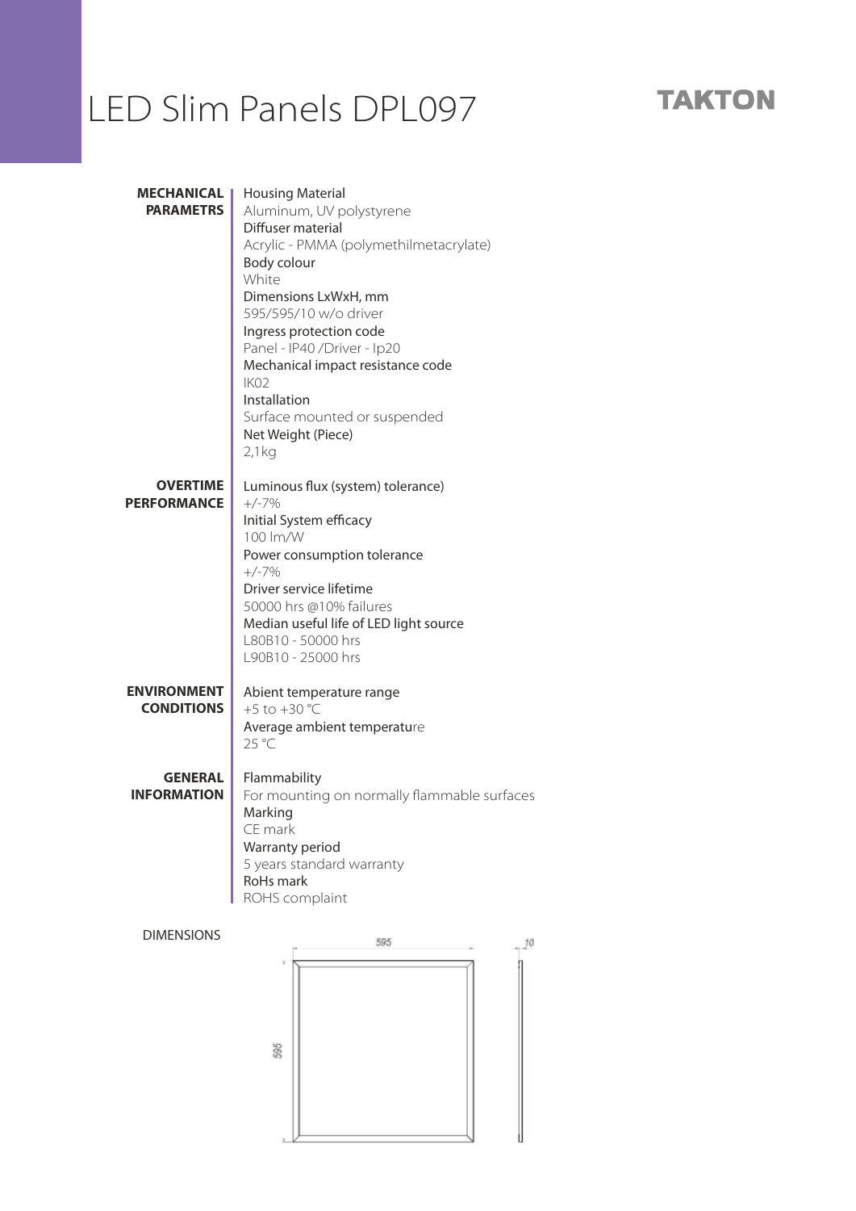# LED Slim Panels DPL097

**TAKTON**

**MECHANICAL PARAMETRS**

Housing Material
Aluminum, UV polystyrene
Diffuser material
Acrylic - PMMA (polymethilmetacrylate)
Body colour
White
Dimensions LxWxH, mm
595/595/10 w/o driver
Ingress protection code
Panel - IP40 /Driver - Ip20
Mechanical impact resistance code
IK02
Installation
Surface mounted or suspended
Net Weight (Piece)
2,1kg

**OVERTIME PERFORMANCE**

Luminous flux (system) tolerance)
+/-7%
Initial System efficacy
100 lm/W
Power consumption tolerance
+/-7%
Driver service lifetime
50000 hrs @10% failures
Median useful life of LED light source
L80B10 - 50000 hrs
L90B10 - 25000 hrs

**ENVIRONMENT CONDITIONS**

Abient temperature range
+5 to +30 °C
Average ambient temperature
25 °C

**GENERAL INFORMATION**

Flammability
For mounting on normally flammable surfaces
Marking
CE mark
Warranty period
5 years standard warranty
RoHs mark
ROHS complaint

DIMENSIONS

595

10

595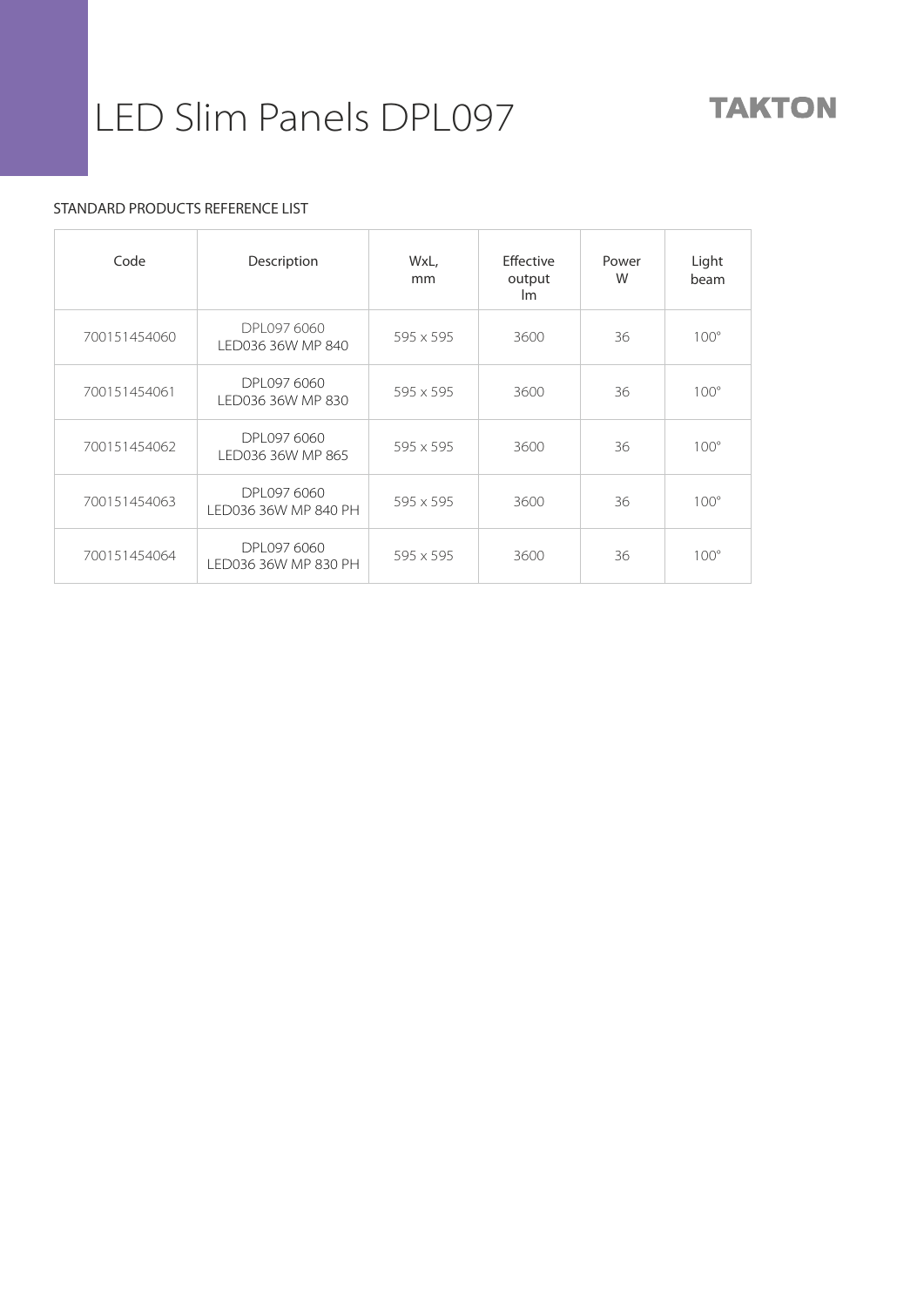# LED Slim Panels DPL097

TAKTON

STANDARD PRODUCTS REFERENCE LIST

| Code | Description | WxL, mm | Effective output lm | Power W | Light beam |
|---|---|---|---|---|---|
| 700151454060 | DPL097 6060 LED036 36W MP 840 | 595 x 595 | 3600 | 36 | 100° |
| 700151454061 | DPL097 6060 LED036 36W MP 830 | 595 x 595 | 3600 | 36 | 100° |
| 700151454062 | DPL097 6060 LED036 36W MP 865 | 595 x 595 | 3600 | 36 | 100° |
| 700151454063 | DPL097 6060 LED036 36W MP 840 PH | 595 x 595 | 3600 | 36 | 100° |
| 700151454064 | DPL097 6060 LED036 36W MP 830 PH | 595 x 595 | 3600 | 36 | 100° |